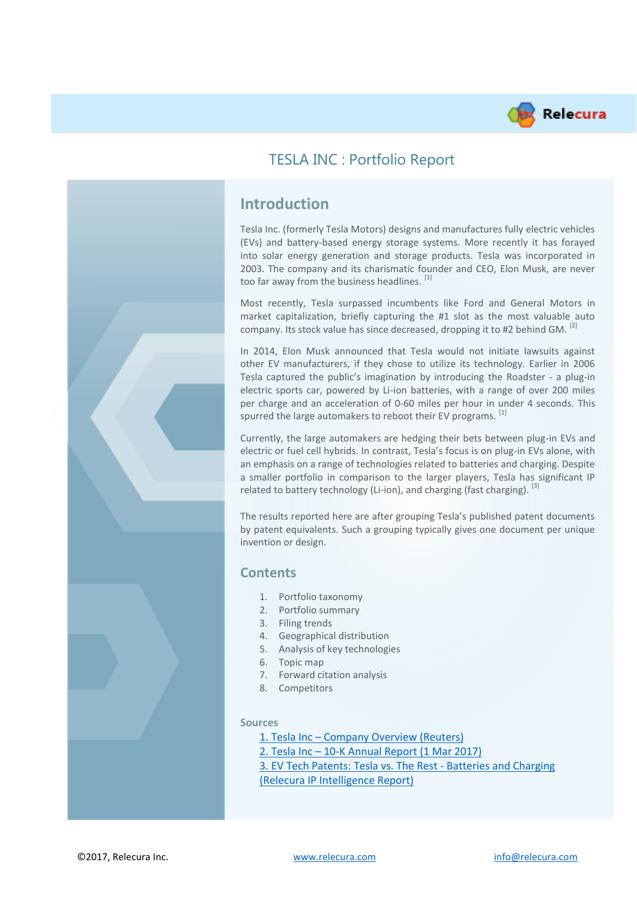# TESLA INC : Portfolio Report

## Introduction

Tesla Inc. (formerly Tesla Motors) designs and manufactures fully electric vehicles (EVs) and battery-based energy storage systems. More recently it has forayed into solar energy generation and storage products. Tesla was incorporated in 2003. The company and its charismatic founder and CEO, Elon Musk, are never too far away from the business headlines. [1]

Most recently, Tesla surpassed incumbents like Ford and General Motors in market capitalization, briefly capturing the #1 slot as the most valuable auto company. Its stock value has since decreased, dropping it to #2 behind GM. [2]

In 2014, Elon Musk announced that Tesla would not initiate lawsuits against other EV manufacturers, if they chose to utilize its technology. Earlier in 2006 Tesla captured the public's imagination by introducing the Roadster - a plug-in electric sports car, powered by Li-ion batteries, with a range of over 200 miles per charge and an acceleration of 0-60 miles per hour in under 4 seconds. This spurred the large automakers to reboot their EV programs. [1]

Currently, the large automakers are hedging their bets between plug-in EVs and electric or fuel cell hybrids. In contrast, Tesla's focus is on plug-in EVs alone, with an emphasis on a range of technologies related to batteries and charging. Despite a smaller portfolio in comparison to the larger players, Tesla has significant IP related to battery technology (Li-ion), and charging (fast charging). [3]

The results reported here are after grouping Tesla's published patent documents by patent equivalents. Such a grouping typically gives one document per unique invention or design.

## Contents

1. Portfolio taxonomy
2. Portfolio summary
3. Filing trends
4. Geographical distribution
5. Analysis of key technologies
6. Topic map
7. Forward citation analysis
8. Competitors

### Sources

1. Tesla Inc – Company Overview (Reuters)
2. Tesla Inc – 10-K Annual Report (1 Mar 2017)
3. EV Tech Patents: Tesla vs. The Rest - Batteries and Charging (Relecura IP Intelligence Report)

©2017, Relecura Inc. | www.relecura.com | info@relecura.com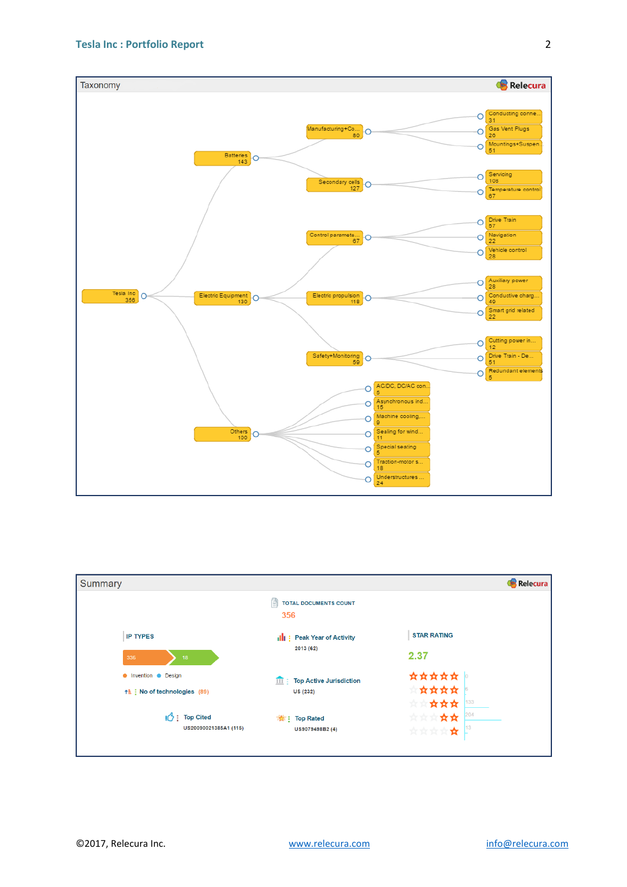## Taxonomy

Relecura

- Tesla Inc (356)
  - Batteries (143)
    - Manufacturing+Co... (80)
      - Conducting conne... (31)
      - Gas Vent Plugs (20)
      - Mountings+Suspen... (51)
    - Secondary cells (127)
      - Servicing (108)
      - Temperature control (67)
  - Electric Equipment (130)
    - Control paramete... (67)
      - Drive Train (57)
      - Navigation (22)
      - Vehicle control (28)
    - Electric propulsion (118)
      - Auxiliary power (28)
      - Conductive charg... (40)
      - Smart grid related (22)
    - Safety+Monitoring (59)
      - Cutting power in... (12)
      - Drive Train - De... (51)
      - Redundant elements (5)
  - Others (100)
    - AC/DC, DC/AC con... (5)
    - Asynchronous ind... (15)
    - Machine cooling,... (9)
    - Sealing for wind... (11)
    - Special seating (5)
    - Traction-motor s... (18)
    - Understructures ... (24)

## Summary

Relecura

TOTAL DOCUMENTS COUNT
356

IP TYPES

336 | 16

Invention ● Design

No of technologies (89)

Peak Year of Activity
2013 (62)

Top Active Jurisdiction
US (232)

Top Cited
US20090021385A1 (115)

Top Rated
US9079498B2 (4)

STAR RATING
2.37

| Rating | Count |
|---|---|
| ★★★★★ | 0 |
| ★★★★ | 6 |
| ★★★ | 133 |
| ★★ | 204 |
| ★ | 13 |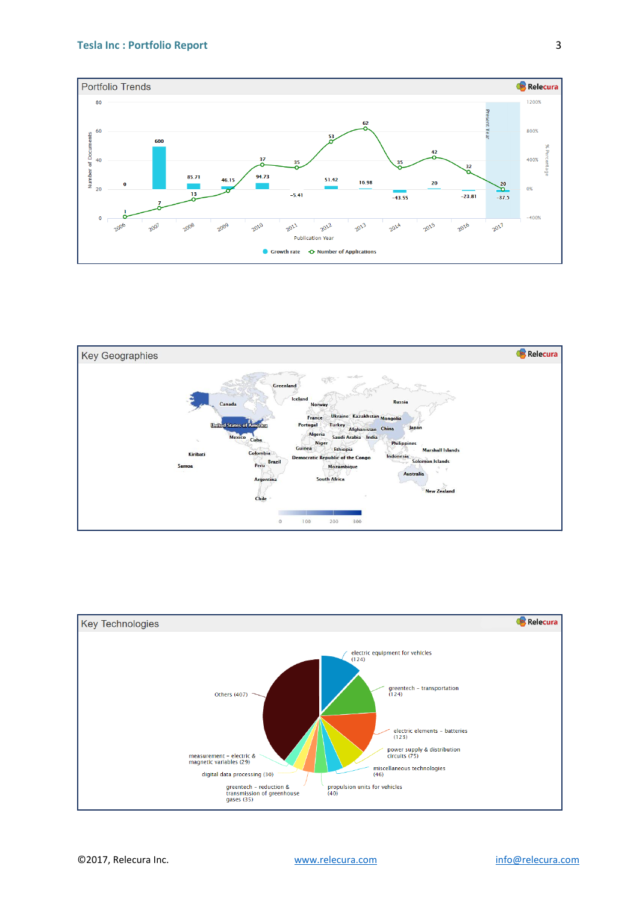## Portfolio Trends

| Publication Year | Number of Applications | Growth rate (%) |
|---|---|---|
| 2006 | 1 | 0 |
| 2007 | 7 | 600 |
| 2008 | 13 | 85.71 |
| 2009 | 19 | 46.15 |
| 2010 | 37 | 94.73 |
| 2011 | 35 | -5.41 |
| 2012 | 53 | 51.42 |
| 2013 | 62 | 16.98 |
| 2014 | 35 | -43.55 |
| 2015 | 42 | 20 |
| 2016 | 32 | -23.81 |
| 2017 (Present Year) | 20 | -37.5 |

## Key Geographies

Greenland, Canada, Iceland, Norway, Russia, United States of America, France, Portugal, Ukraine, Kazakhstan, Mongolia, Turkey, Afghanistan, China, Japan, Algeria, Saudi Arabia, India, Mexico, Cuba, Niger, Philippines, Guinea, Ethiopia, Marshall Islands, Kiribati, Colombia, Democratic Republic of the Congo, Indonesia, Solomon Islands, Samoa, Brazil, Peru, Mozambique, Australia, Argentina, South Africa, New Zealand, Chile

Scale: 0 – 100 – 200 – 300

## Key Technologies

| Technology | Count |
|---|---|
| electric equipment for vehicles | 124 |
| greentech - transportation | 124 |
| electric elements - batteries | 123 |
| power supply & distribution circuits | 75 |
| miscellaneous technologies | 46 |
| propulsion units for vehicles | 40 |
| greentech - reduction & transmission of greenhouse gases | 35 |
| digital data processing | 30 |
| measurement - electric & magnetic variables | 29 |
| Others | 407 |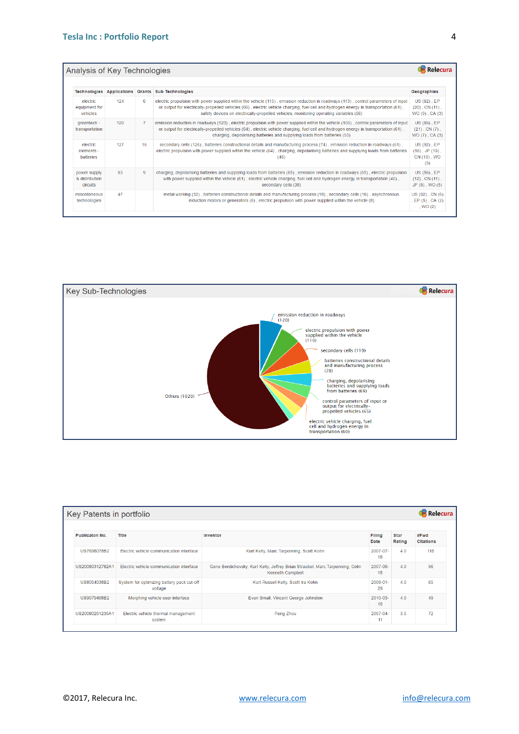## Analysis of Key Technologies

Relecura

| Technologies | Applications | Grants | Sub Technologies | Geographies |
|---|---|---|---|---|
| electric equipment for vehicles | 124 | 6 | electric propulsion with power supplied within the vehicle (115) , emission reduction in roadways (113) , control parameters of input or output for electrically-propelled vehicles (66) , electric vehicle charging, fuel cell and hydrogen energy in transportation (61) , safety devices on electrically-propelled vehicles, monitoring operating variables (56) | US (82) , EP (20) , CN (11) , WO (5) , CA (3) |
| greentech - transportation | 120 | 7 | emission reduction in roadways (123) , electric propulsion with power supplied within the vehicle (105) , control parameters of input or output for electrically-propelled vehicles (64) , electric vehicle charging, fuel cell and hydrogen energy in transportation (61) , charging, depolarising batteries and supplying loads from batteries (53) | US (85) , EP (21) , CN (7) , WO (7) , CA (3) |
| electric elements - batteries | 127 | 16 | secondary cells (126) , batteries constructional details and manufacturing process (74) , emission reduction in roadways (61) , electric propulsion with power supplied within the vehicle (64) , charging, depolarising batteries and supplying loads from batteries (46) | US (92) , EP (15) , JP (13) , CN (10) , WO (5) |
| power supply & distribution circuits | 83 | 9 | charging, depolarising batteries and supplying loads from batteries (85) , emission reduction in roadways (65) , electric propulsion with power supplied within the vehicle (61) , electric vehicle charging, fuel cell and hydrogen energy in transportation (40) , secondary cells (38) | US (56) , EP (12) , CN (11) , JP (5) , WO (5) |
| miscellaneous technologies | 47 | | metal working (32) , batteries constructional details and manufacturing process (18) , secondary cells (16) , asynchronous induction motors or generators (8) , electric propulsion with power supplied within the vehicle (8) | US (32) , CN (6) , EP (5) , CA (2) , WO (2) |

## Key Sub-Technologies

Relecura

- emission reduction in roadways (120)
- electric propulsion with power supplied within the vehicle (110)
- secondary cells (110)
- batteries constructional details and manufacturing process (70)
- charging, depolarising batteries and supplying loads from batteries (69)
- control parameters of input or output for electrically-propelled vehicles (65)
- electric vehicle charging, fuel cell and hydrogen energy in transportation (60)
- Others (1020)

## Key Patents in portfolio

Relecura

| Publicaton No. | Title | Inventor | Filing Date | Star Rating | #Fwd Citations |
|---|---|---|---|---|---|
| US7698078B2 | Electric vehicle communication interface | Kurt Kelty, Marc Tarpenning, Scott Kohn | 2007-07-18 | 4.0 | 115 |
| US20080312782A1 | Electric vehicle communication interface | Gene Berdichevsky, Kurt Kelty, Jeffrey Brian Straubel, Marc Tarpenning, Colin Kenneth Campbell | 2007-06-15 | 4.0 | 96 |
| US8054038B2 | System for optimizing battery pack cut-off voltage | Kurt Russell Kelty, Scott Ira Kohn | 2009-01-29 | 4.0 | 65 |
| US9079498B2 | Morphing vehicle user interface | Evan Small, Vincent George Johnston | 2010-03-16 | 4.0 | 49 |
| US20080251235A1 | Electric vehicle thermal management system | Peng Zhou | 2007-04-11 | 3.5 | 72 |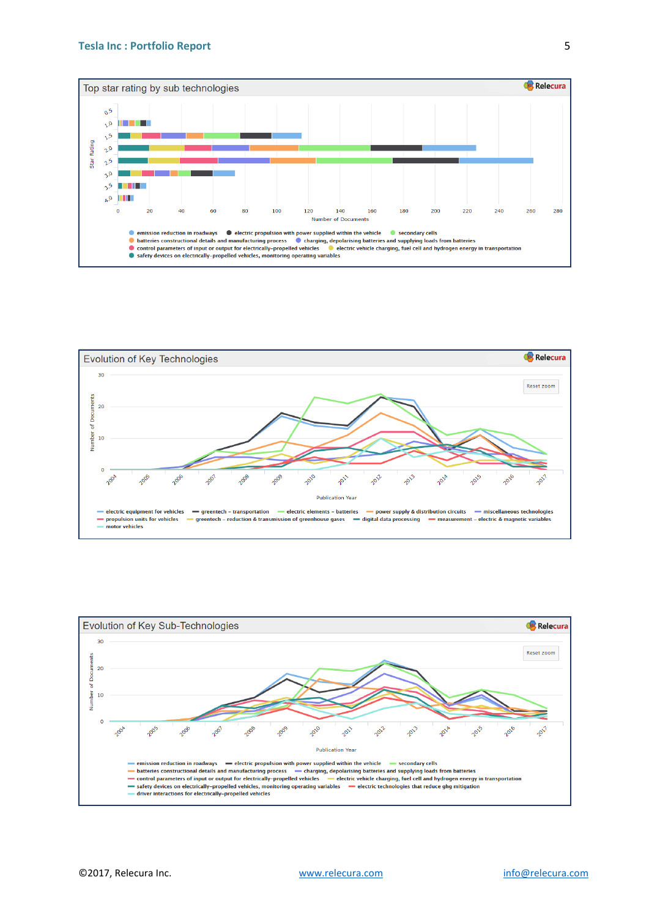Top star rating by sub technologies

Relecura

Star Rating: 0.5, 1.0, 1.5, 2.0, 2.5, 3.0, 3.5, 4.0

Number of Documents: 0, 20, 40, 60, 80, 100, 120, 140, 160, 180, 200, 220, 240, 260, 280

- emission reduction in roadways
- electric propulsion with power supplied within the vehicle
- secondary cells
- batteries constructional details and manufacturing process
- charging, depolarising batteries and supplying loads from batteries
- control parameters of input or output for electrically-propelled vehicles
- electric vehicle charging, fuel cell and hydrogen energy in transportation
- safety devices on electrically-propelled vehicles, monitoring operating variables

Evolution of Key Technologies

Relecura

Reset zoom

Number of Documents: 0, 10, 20, 30

Publication Year: 2004, 2005, 2006, 2007, 2008, 2009, 2010, 2011, 2012, 2013, 2014, 2015, 2016, 2017

- electric equipment for vehicles
- greentech – transportation
- electric elements – batteries
- power supply & distribution circuits
- miscellaneous technologies
- propulsion units for vehicles
- greentech – reduction & transmission of greenhouse gases
- digital data processing
- measurement – electric & magnetic variables
- motor vehicles

Evolution of Key Sub-Technologies

Relecura

Reset zoom

Number of Documents: 0, 10, 20, 30

Publication Year: 2004, 2005, 2006, 2007, 2008, 2009, 2010, 2011, 2012, 2013, 2014, 2015, 2016, 2017

- emission reduction in roadways
- electric propulsion with power supplied within the vehicle
- secondary cells
- batteries constructional details and manufacturing process
- charging, depolarising batteries and supplying loads from batteries
- control parameters of input or output for electrically-propelled vehicles
- electric vehicle charging, fuel cell and hydrogen energy in transportation
- safety devices on electrically-propelled vehicles, monitoring operating variables
- electric technologies that reduce ghg mitigation
- driver interactions for electrically-propelled vehicles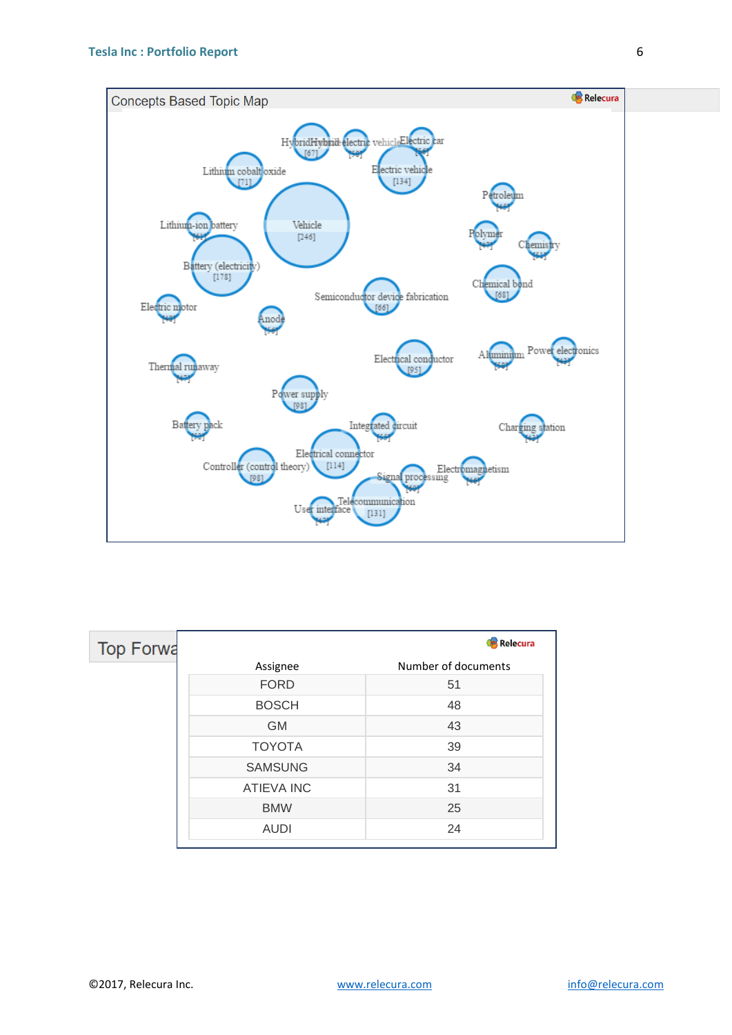## Concepts Based Topic Map

Relecura

Hybrid [67] Hybrid electric vehicle [59] Electric car [56]

Lithium cobalt oxide [71]

Electric vehicle [134]

Petroleum [45]

Vehicle [246]

Lithium-ion battery [61]

Polymer [47]

Chemistry [53]

Battery (electricity) [178]

Chemical bond [68]

Semiconductor device fabrication [66]

Electric motor [48]

Anode [50]

Electrical conductor [95]

Aluminium [50] Power electronics [43]

Thermal runaway [47]

Power supply [98]

Battery pack [52]

Integrated circuit [55]

Charging station [43]

Electrical connector [114]

Controller (control theory) [98]

Signal processing [60] Electromagnetism [46]

User interface [47] Telecommunication [131]

## Top Forwa

Relecura

| Assignee | Number of documents |
|---|---|
| FORD | 51 |
| BOSCH | 48 |
| GM | 43 |
| TOYOTA | 39 |
| SAMSUNG | 34 |
| ATIEVA INC | 31 |
| BMW | 25 |
| AUDI | 24 |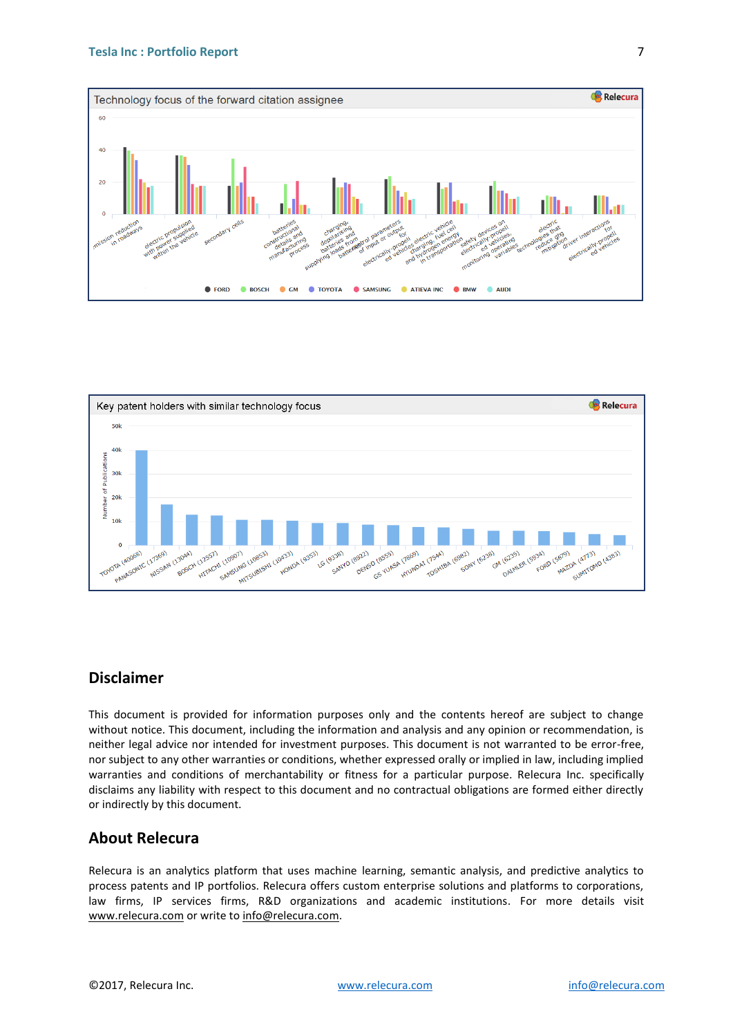Technology focus of the forward citation assignee

Relecura

60
40
20
0

emission reduction in roadways
electric propulsion with power supplied within the vehicle
secondary cells
batteries constructional details and manufacturing process
charging, depolarising batteries and supplying loads from batteries
control parameters of input or output for electrically-propelled vehicles
electric vehicle charging, fuel cell and hydrogen energy in transportation
safety devices on electrically-propelled vehicles, monitoring operating variables
electric technologies that reduce ghg integration
driver interactions for electrically-propelled vehicles

FORD BOSCH GM TOYOTA SAMSUNG ATIEVA INC BMW AUDI

Key patent holders with similar technology focus

Relecura

Number of Publications

50k
40k
30k
20k
10k
0

TOYOTA (40068)
PANASONIC (17369)
NISSAN (13044)
BOSCH (12557)
HITACHI (10907)
SAMSUNG (10853)
MITSUBISHI (10433)
HONDA (9353)
LG (9336)
SANYO (8922)
DENSO (8555)
GS YUASA (7869)
HYUNDAI (7544)
TOSHIBA (6982)
SONY (6238)
GM (6235)
DAIMLER (5934)
FORD (5679)
MAZDA (4773)
SUMITOMO (4383)

## Disclaimer

This document is provided for information purposes only and the contents hereof are subject to change without notice. This document, including the information and analysis and any opinion or recommendation, is neither legal advice nor intended for investment purposes. This document is not warranted to be error-free, nor subject to any other warranties or conditions, whether expressed orally or implied in law, including implied warranties and conditions of merchantability or fitness for a particular purpose. Relecura Inc. specifically disclaims any liability with respect to this document and no contractual obligations are formed either directly or indirectly by this document.

## About Relecura

Relecura is an analytics platform that uses machine learning, semantic analysis, and predictive analytics to process patents and IP portfolios. Relecura offers custom enterprise solutions and platforms to corporations, law firms, IP services firms, R&D organizations and academic institutions. For more details visit www.relecura.com or write to info@relecura.com.

©2017, Relecura Inc. www.relecura.com info@relecura.com